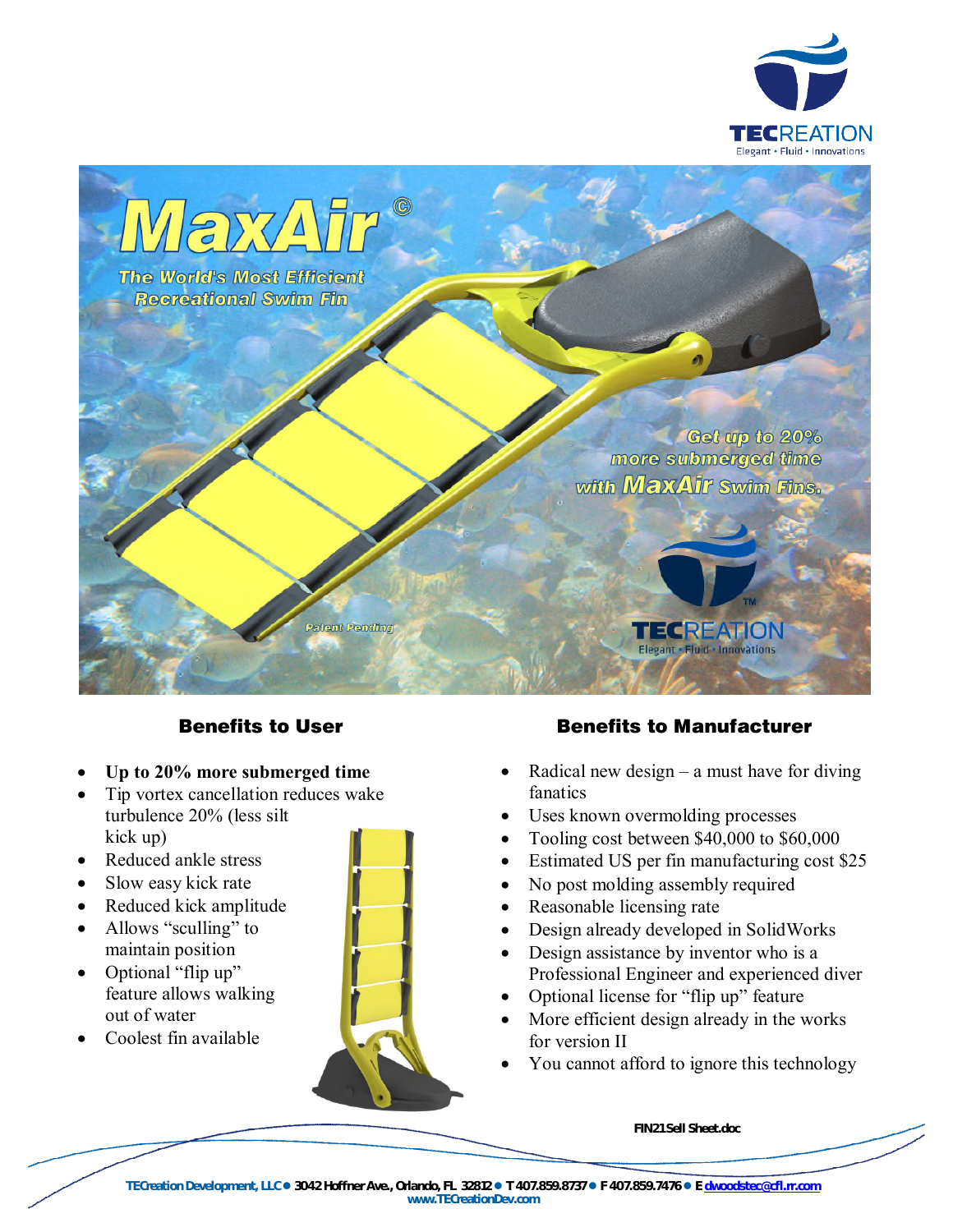# MaxAir©

## The World's Most Efficient Recreational Swim Fin

Get up to 20% more submerged time with MaxAir Swim Fins.

Patent Pending

### Benefits to User

- **Up to 20% more submerged time**
- Tip vortex cancellation reduces wake turbulence 20% (less silt kick up)
- Reduced ankle stress
- Slow easy kick rate
- Reduced kick amplitude
- Allows "sculling" to maintain position
- Optional "flip up" feature allows walking out of water
- Coolest fin available

### Benefits to Manufacturer

- Radical new design – a must have for diving fanatics
- Uses known overmolding processes
- Tooling cost between $40,000 to $60,000
- Estimated US per fin manufacturing cost $25
- No post molding assembly required
- Reasonable licensing rate
- Design already developed in SolidWorks
- Design assistance by inventor who is a Professional Engineer and experienced diver
- Optional license for "flip up" feature
- More efficient design already in the works for version II
- You cannot afford to ignore this technology

FIN21 Sell Sheet.doc

TECreation Development, LLC • 3042 Hoffner Ave., Orlando, FL 32812 • T 407.859.8737 • F 407.859.7476 • E dwoodstec@cfl.rr.com
www.TECreationDev.com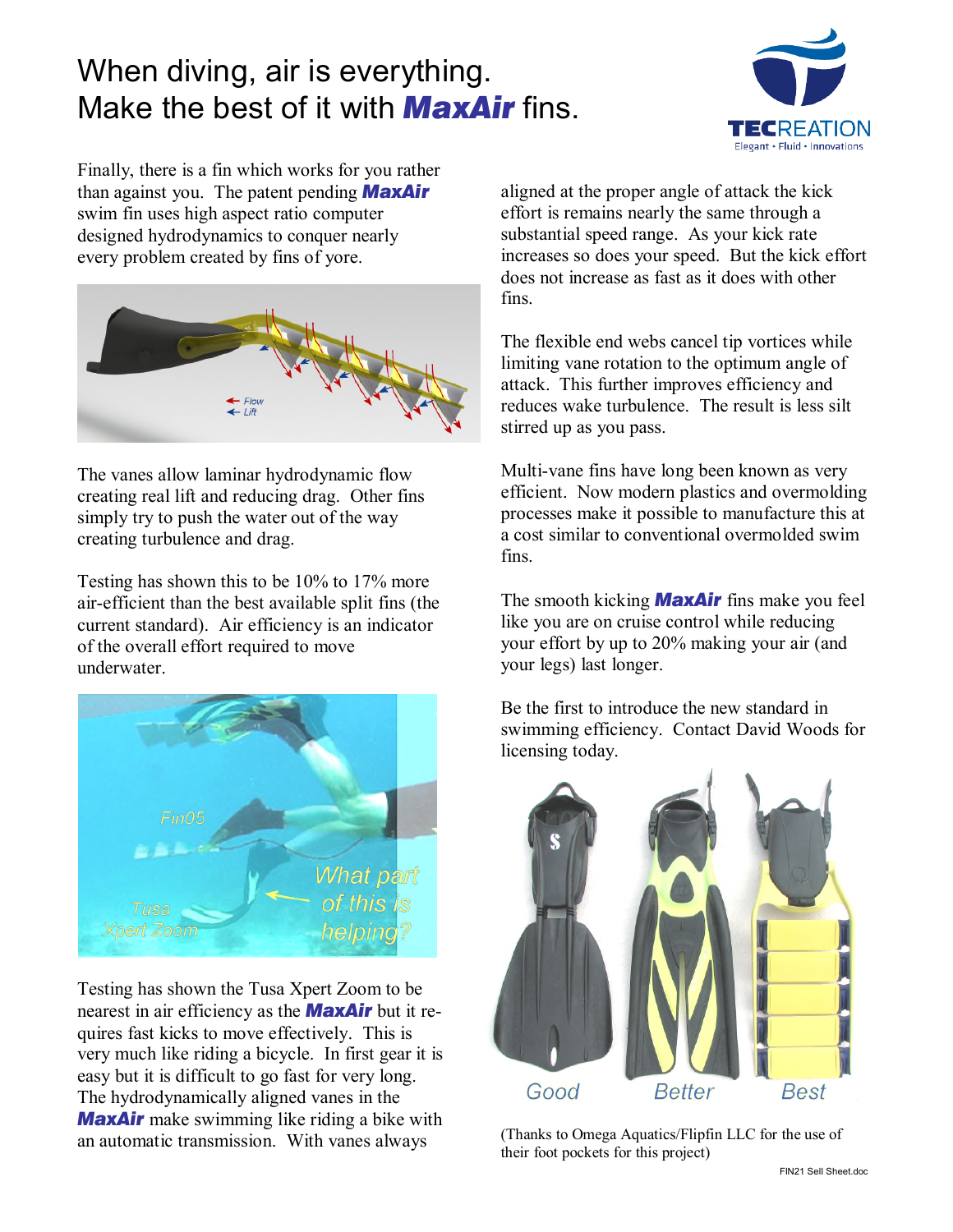# When diving, air is everything. Make the best of it with *MaxAir* fins.

TECREATION
Elegant • Fluid • Innovations

Finally, there is a fin which works for you rather than against you. The patent pending ***MaxAir*** swim fin uses high aspect ratio computer designed hydrodynamics to conquer nearly every problem created by fins of yore.

Flow
Lift

The vanes allow laminar hydrodynamic flow creating real lift and reducing drag. Other fins simply try to push the water out of the way creating turbulence and drag.

Testing has shown this to be 10% to 17% more air-efficient than the best available split fins (the current standard). Air efficiency is an indicator of the overall effort required to move underwater.

Fin05
Tusa Xpert Zoom
What part of this is helping?

Testing has shown the Tusa Xpert Zoom to be nearest in air efficiency as the ***MaxAir*** but it requires fast kicks to move effectively. This is very much like riding a bicycle. In first gear it is easy but it is difficult to go fast for very long. The hydrodynamically aligned vanes in the ***MaxAir*** make swimming like riding a bike with an automatic transmission. With vanes always aligned at the proper angle of attack the kick effort is remains nearly the same through a substantial speed range. As your kick rate increases so does your speed. But the kick effort does not increase as fast as it does with other fins.

The flexible end webs cancel tip vortices while limiting vane rotation to the optimum angle of attack. This further improves efficiency and reduces wake turbulence. The result is less silt stirred up as you pass.

Multi-vane fins have long been known as very efficient. Now modern plastics and overmolding processes make it possible to manufacture this at a cost similar to conventional overmolded swim fins.

The smooth kicking ***MaxAir*** fins make you feel like you are on cruise control while reducing your effort by up to 20% making your air (and your legs) last longer.

Be the first to introduce the new standard in swimming efficiency. Contact David Woods for licensing today.

Good Better Best

(Thanks to Omega Aquatics/Flipfin LLC for the use of their foot pockets for this project)

FIN21 Sell Sheet.doc